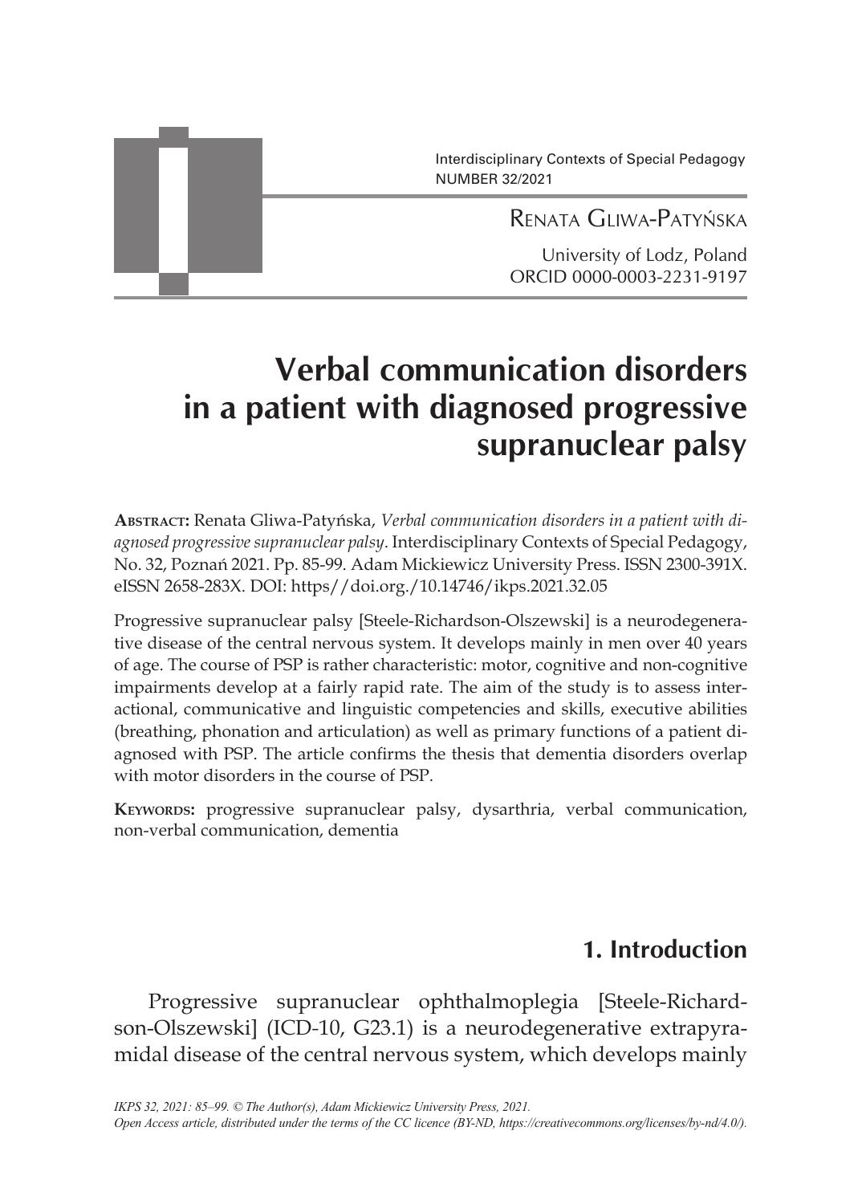Interdisciplinary Contexts of Special Pedagogy
NUMBER 32/2021

Renata Gliwa-Patyńska

University of Lodz, Poland
ORCID 0000-0003-2231-9197

# Verbal communication disorders in a patient with diagnosed progressive supranuclear palsy

**Abstract:** Renata Gliwa-Patyńska, *Verbal communication disorders in a patient with diagnosed progressive supranuclear palsy*. Interdisciplinary Contexts of Special Pedagogy, No. 32, Poznań 2021. Pp. 85-99. Adam Mickiewicz University Press. ISSN 2300-391X. eISSN 2658-283X. DOI: https//doi.org./10.14746/ikps.2021.32.05

Progressive supranuclear palsy [Steele-Richardson-Olszewski] is a neurodegenerative disease of the central nervous system. It develops mainly in men over 40 years of age. The course of PSP is rather characteristic: motor, cognitive and non-cognitive impairments develop at a fairly rapid rate. The aim of the study is to assess interactional, communicative and linguistic competencies and skills, executive abilities (breathing, phonation and articulation) as well as primary functions of a patient diagnosed with PSP. The article confirms the thesis that dementia disorders overlap with motor disorders in the course of PSP.

**Keywords:** progressive supranuclear palsy, dysarthria, verbal communication, non-verbal communication, dementia

## 1. Introduction

Progressive supranuclear ophthalmoplegia [Steele-Richardson-Olszewski] (ICD-10, G23.1) is a neurodegenerative extrapyramidal disease of the central nervous system, which develops mainly

*IKPS 32, 2021: 85–99. © The Author(s), Adam Mickiewicz University Press, 2021.*
*Open Access article, distributed under the terms of the CC licence (BY-ND, https://creativecommons.org/licenses/by-nd/4.0/).*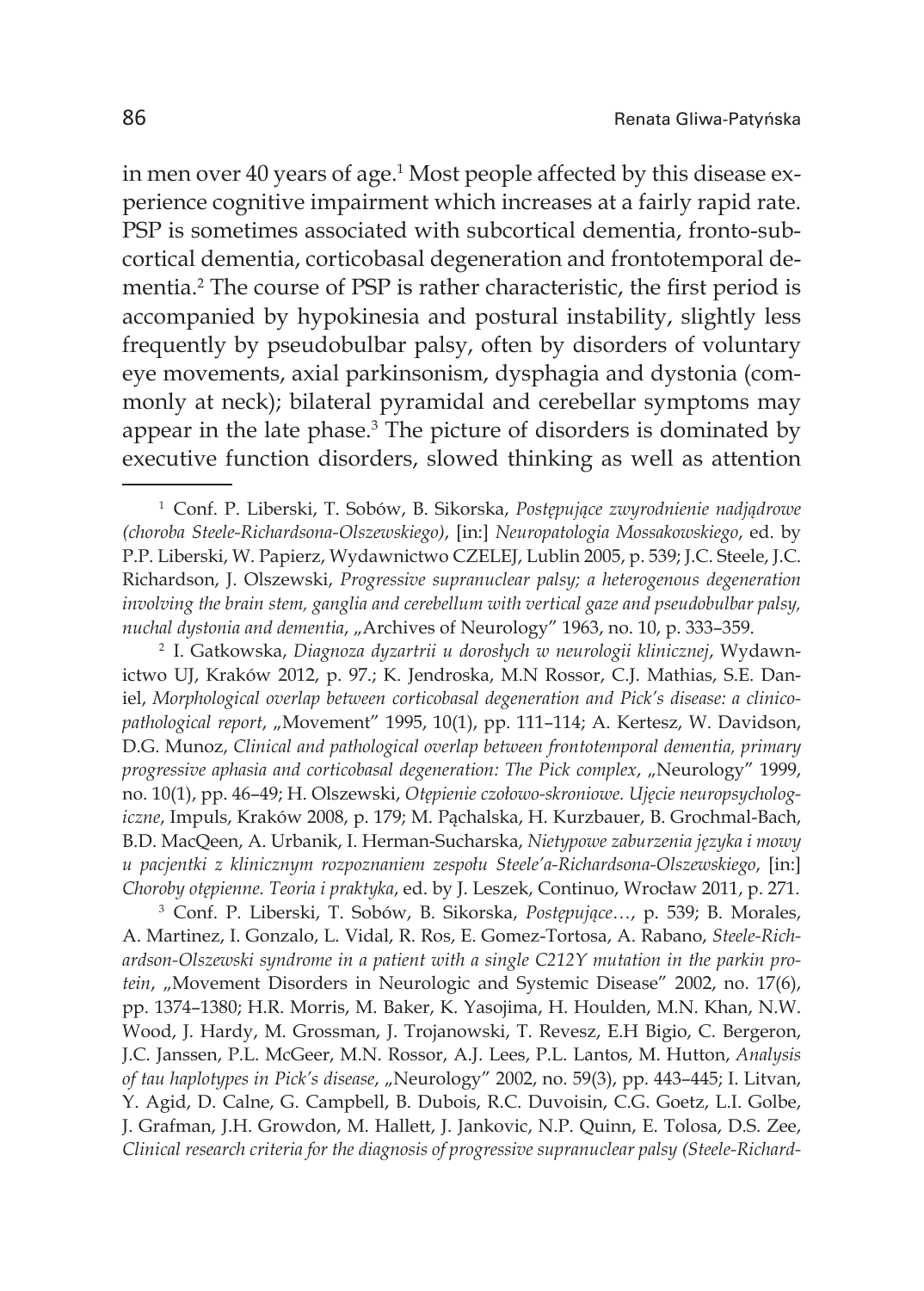in men over 40 years of age.[1] Most people affected by this disease experience cognitive impairment which increases at a fairly rapid rate. PSP is sometimes associated with subcortical dementia, fronto-subcortical dementia, corticobasal degeneration and frontotemporal dementia.[2] The course of PSP is rather characteristic, the first period is accompanied by hypokinesia and postural instability, slightly less frequently by pseudobulbar palsy, often by disorders of voluntary eye movements, axial parkinsonism, dysphagia and dystonia (commonly at neck); bilateral pyramidal and cerebellar symptoms may appear in the late phase.[3] The picture of disorders is dominated by executive function disorders, slowed thinking as well as attention

---

[1] Conf. P. Liberski, T. Sobów, B. Sikorska, *Postępujące zwyrodnienie nadjądrowe (choroba Steele-Richardsona-Olszewskiego)*, [in:] *Neuropatologia Mossakowskiego*, ed. by P.P. Liberski, W. Papierz, Wydawnictwo CZELEJ, Lublin 2005, p. 539; J.C. Steele, J.C. Richardson, J. Olszewski, *Progressive supranuclear palsy; a heterogenous degeneration involving the brain stem, ganglia and cerebellum with vertical gaze and pseudobulbar palsy, nuchal dystonia and dementia*, „Archives of Neurology" 1963, no. 10, p. 333–359.

[2] I. Gatkowska, *Diagnoza dyzartrii u dorosłych w neurologii klinicznej*, Wydawnictwo UJ, Kraków 2012, p. 97.; K. Jendroska, M.N Rossor, C.J. Mathias, S.E. Daniel, *Morphological overlap between corticobasal degeneration and Pick's disease: a clinicopathological report*, „Movement" 1995, 10(1), pp. 111–114; A. Kertesz, W. Davidson, D.G. Munoz, *Clinical and pathological overlap between frontotemporal dementia, primary progressive aphasia and corticobasal degeneration: The Pick complex*, „Neurology" 1999, no. 10(1), pp. 46–49; H. Olszewski, *Otępienie czołowo-skroniowe. Ujęcie neuropsychologiczne*, Impuls, Kraków 2008, p. 179; M. Pąchalska, H. Kurzbauer, B. Grochmal-Bach, B.D. MacQeen, A. Urbanik, I. Herman-Sucharska, *Nietypowe zaburzenia języka i mowy u pacjentki z klinicznym rozpoznaniem zespołu Steele'a-Richardsona-Olszewskiego*, [in:] *Choroby otępienne. Teoria i praktyka*, ed. by J. Leszek, Continuo, Wrocław 2011, p. 271.

[3] Conf. P. Liberski, T. Sobów, B. Sikorska, *Postępujące*…, p. 539; B. Morales, A. Martinez, I. Gonzalo, L. Vidal, R. Ros, E. Gomez-Tortosa, A. Rabano, *Steele-Richardson-Olszewski syndrome in a patient with a single C212Y mutation in the parkin protein*, „Movement Disorders in Neurologic and Systemic Disease" 2002, no. 17(6), pp. 1374–1380; H.R. Morris, M. Baker, K. Yasojima, H. Houlden, M.N. Khan, N.W. Wood, J. Hardy, M. Grossman, J. Trojanowski, T. Revesz, E.H Bigio, C. Bergeron, J.C. Janssen, P.L. McGeer, M.N. Rossor, A.J. Lees, P.L. Lantos, M. Hutton, *Analysis of tau haplotypes in Pick's disease*, „Neurology" 2002, no. 59(3), pp. 443–445; I. Litvan, Y. Agid, D. Calne, G. Campbell, B. Dubois, R.C. Duvoisin, C.G. Goetz, L.I. Golbe, J. Grafman, J.H. Growdon, M. Hallett, J. Jankovic, N.P. Quinn, E. Tolosa, D.S. Zee, *Clinical research criteria for the diagnosis of progressive supranuclear palsy (Steele-Richard-*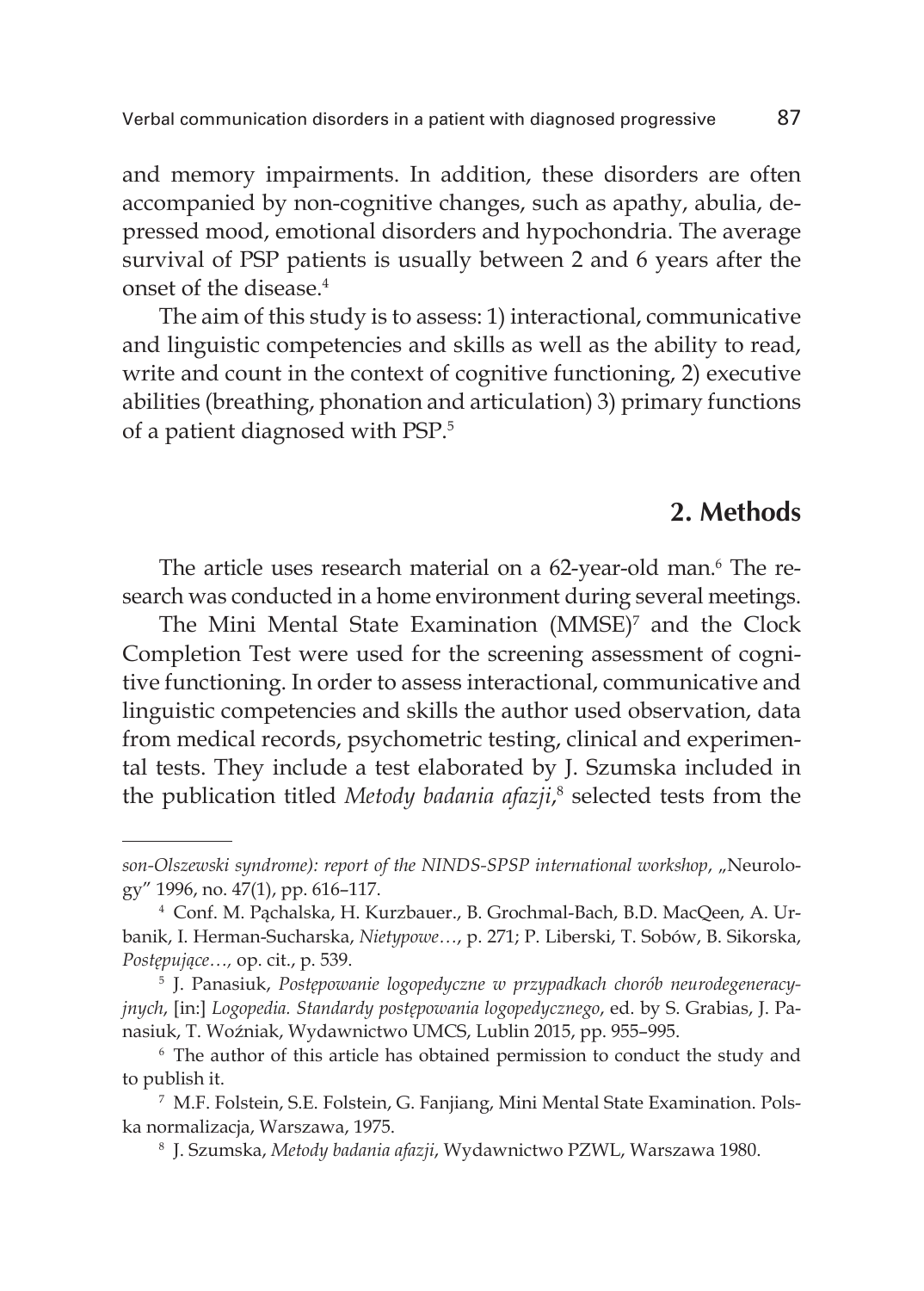and memory impairments. In addition, these disorders are often accompanied by non-cognitive changes, such as apathy, abulia, depressed mood, emotional disorders and hypochondria. The average survival of PSP patients is usually between 2 and 6 years after the onset of the disease.[4]

The aim of this study is to assess: 1) interactional, communicative and linguistic competencies and skills as well as the ability to read, write and count in the context of cognitive functioning, 2) executive abilities (breathing, phonation and articulation) 3) primary functions of a patient diagnosed with PSP.[5]

## 2. Methods

The article uses research material on a 62-year-old man.[6] The research was conducted in a home environment during several meetings.

The Mini Mental State Examination (MMSE)[7] and the Clock Completion Test were used for the screening assessment of cognitive functioning. In order to assess interactional, communicative and linguistic competencies and skills the author used observation, data from medical records, psychometric testing, clinical and experimental tests. They include a test elaborated by J. Szumska included in the publication titled *Metody badania afazji*,[8] selected tests from the

---

*son-Olszewski syndrome): report of the NINDS-SPSP international workshop*, „Neurology" 1996, no. 47(1), pp. 616–117.

[4] Conf. M. Pąchalska, H. Kurzbauer., B. Grochmal-Bach, B.D. MacQeen, A. Urbanik, I. Herman-Sucharska, *Nietypowe…*, p. 271; P. Liberski, T. Sobów, B. Sikorska, *Postępujące…*, op. cit., p. 539.

[5] J. Panasiuk, *Postępowanie logopedyczne w przypadkach chorób neurodegeneracyjnych*, [in:] *Logopedia. Standardy postępowania logopedycznego*, ed. by S. Grabias, J. Panasiuk, T. Woźniak, Wydawnictwo UMCS, Lublin 2015, pp. 955–995.

[6] The author of this article has obtained permission to conduct the study and to publish it.

[7] M.F. Folstein, S.E. Folstein, G. Fanjiang, Mini Mental State Examination. Polska normalizacja, Warszawa, 1975.

[8] J. Szumska, *Metody badania afazji*, Wydawnictwo PZWL, Warszawa 1980.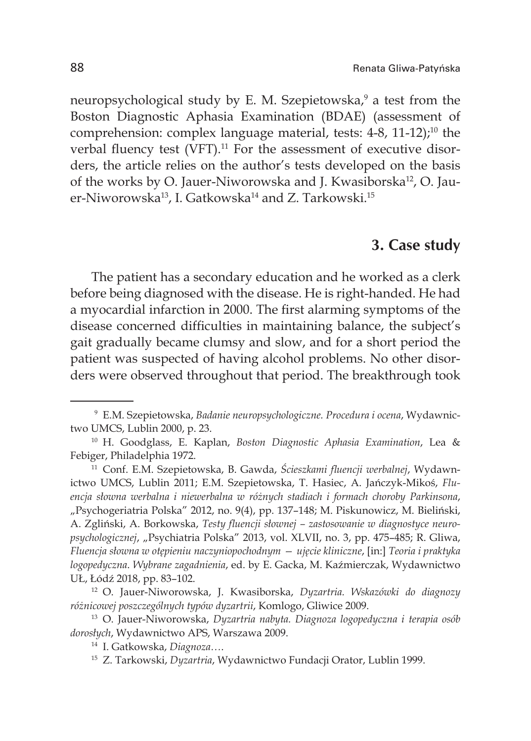neuropsychological study by E. M. Szepietowska,[9] a test from the Boston Diagnostic Aphasia Examination (BDAE) (assessment of comprehension: complex language material, tests: 4-8, 11-12);[10] the verbal fluency test (VFT).[11] For the assessment of executive disorders, the article relies on the author's tests developed on the basis of the works by O. Jauer-Niworowska and J. Kwasiborska[12], O. Jauer-Niworowska[13], I. Gatkowska[14] and Z. Tarkowski.[15]

## 3. Case study

The patient has a secondary education and he worked as a clerk before being diagnosed with the disease. He is right-handed. He had a myocardial infarction in 2000. The first alarming symptoms of the disease concerned difficulties in maintaining balance, the subject's gait gradually became clumsy and slow, and for a short period the patient was suspected of having alcohol problems. No other disorders were observed throughout that period. The breakthrough took

---

[9] E.M. Szepietowska, *Badanie neuropsychologiczne. Procedura i ocena*, Wydawnictwo UMCS, Lublin 2000, p. 23.

[10] H. Goodglass, E. Kaplan, *Boston Diagnostic Aphasia Examination*, Lea & Febiger, Philadelphia 1972.

[11] Conf. E.M. Szepietowska, B. Gawda, *Ścieszkami fluencji werbalnej*, Wydawnictwo UMCS, Lublin 2011; E.M. Szepietowska, T. Hasiec, A. Jańczyk-Mikoś, *Fluencja słowna werbalna i niewerbalna w różnych stadiach i formach choroby Parkinsona*, „Psychogeriatria Polska" 2012, no. 9(4), pp. 137–148; M. Piskunowicz, M. Bieliński, A. Zgliński, A. Borkowska, *Testy fluencji słownej – zastosowanie w diagnostyce neuropsychologicznej*, „Psychiatria Polska" 2013, vol. XLVII, no. 3, pp. 475–485; R. Gliwa, *Fluencja słowna w otępieniu naczyniopochodnym — ujęcie kliniczne*, [in:] *Teoria i praktyka logopedyczna. Wybrane zagadnienia*, ed. by E. Gacka, M. Kaźmierczak, Wydawnictwo UŁ, Łódź 2018, pp. 83–102.

[12] O. Jauer-Niworowska, J. Kwasiborska, *Dyzartria. Wskazówki do diagnozy różnicowej poszczególnych typów dyzartrii*, Komlogo, Gliwice 2009.

[13] O. Jauer-Niworowska, *Dyzartria nabyta. Diagnoza logopedyczna i terapia osób dorosłych*, Wydawnictwo APS, Warszawa 2009.

[14] I. Gatkowska, *Diagnoza*….

[15] Z. Tarkowski, *Dyzartria*, Wydawnictwo Fundacji Orator, Lublin 1999.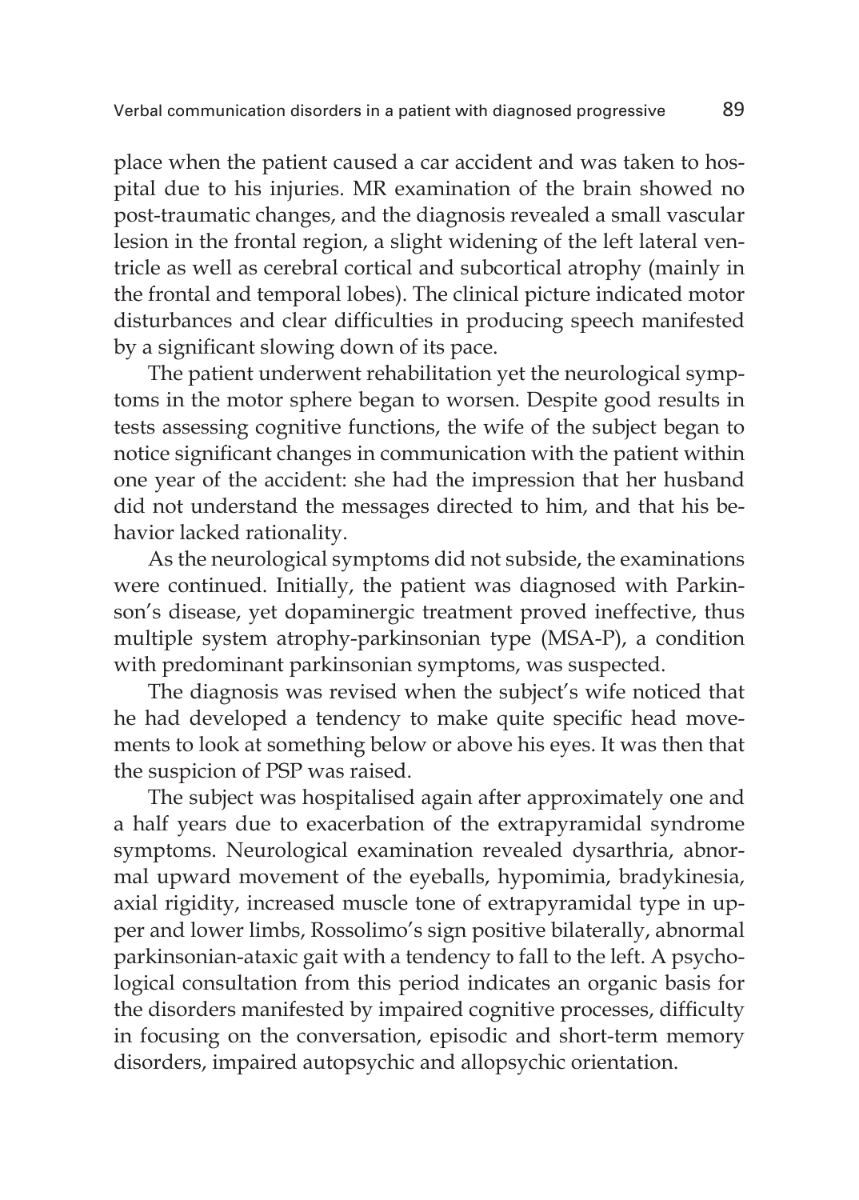place when the patient caused a car accident and was taken to hospital due to his injuries. MR examination of the brain showed no post-traumatic changes, and the diagnosis revealed a small vascular lesion in the frontal region, a slight widening of the left lateral ventricle as well as cerebral cortical and subcortical atrophy (mainly in the frontal and temporal lobes). The clinical picture indicated motor disturbances and clear difficulties in producing speech manifested by a significant slowing down of its pace.

The patient underwent rehabilitation yet the neurological symptoms in the motor sphere began to worsen. Despite good results in tests assessing cognitive functions, the wife of the subject began to notice significant changes in communication with the patient within one year of the accident: she had the impression that her husband did not understand the messages directed to him, and that his behavior lacked rationality.

As the neurological symptoms did not subside, the examinations were continued. Initially, the patient was diagnosed with Parkinson's disease, yet dopaminergic treatment proved ineffective, thus multiple system atrophy-parkinsonian type (MSA-P), a condition with predominant parkinsonian symptoms, was suspected.

The diagnosis was revised when the subject's wife noticed that he had developed a tendency to make quite specific head movements to look at something below or above his eyes. It was then that the suspicion of PSP was raised.

The subject was hospitalised again after approximately one and a half years due to exacerbation of the extrapyramidal syndrome symptoms. Neurological examination revealed dysarthria, abnormal upward movement of the eyeballs, hypomimia, bradykinesia, axial rigidity, increased muscle tone of extrapyramidal type in upper and lower limbs, Rossolimo's sign positive bilaterally, abnormal parkinsonian-ataxic gait with a tendency to fall to the left. A psychological consultation from this period indicates an organic basis for the disorders manifested by impaired cognitive processes, difficulty in focusing on the conversation, episodic and short-term memory disorders, impaired autopsychic and allopsychic orientation.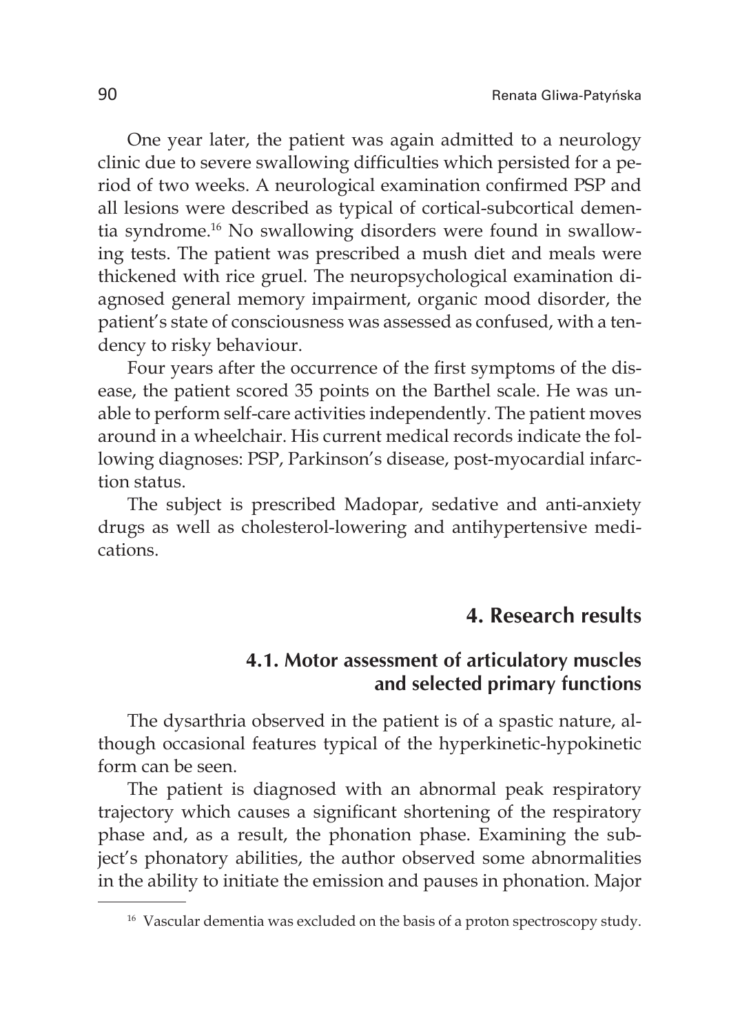One year later, the patient was again admitted to a neurology clinic due to severe swallowing difficulties which persisted for a period of two weeks. A neurological examination confirmed PSP and all lesions were described as typical of cortical-subcortical dementia syndrome.[16] No swallowing disorders were found in swallowing tests. The patient was prescribed a mush diet and meals were thickened with rice gruel. The neuropsychological examination diagnosed general memory impairment, organic mood disorder, the patient's state of consciousness was assessed as confused, with a tendency to risky behaviour.

Four years after the occurrence of the first symptoms of the disease, the patient scored 35 points on the Barthel scale. He was unable to perform self-care activities independently. The patient moves around in a wheelchair. His current medical records indicate the following diagnoses: PSP, Parkinson's disease, post-myocardial infarction status.

The subject is prescribed Madopar, sedative and anti-anxiety drugs as well as cholesterol-lowering and antihypertensive medications.

## 4. Research results

### 4.1. Motor assessment of articulatory muscles and selected primary functions

The dysarthria observed in the patient is of a spastic nature, although occasional features typical of the hyperkinetic-hypokinetic form can be seen.

The patient is diagnosed with an abnormal peak respiratory trajectory which causes a significant shortening of the respiratory phase and, as a result, the phonation phase. Examining the subject's phonatory abilities, the author observed some abnormalities in the ability to initiate the emission and pauses in phonation. Major

[16] Vascular dementia was excluded on the basis of a proton spectroscopy study.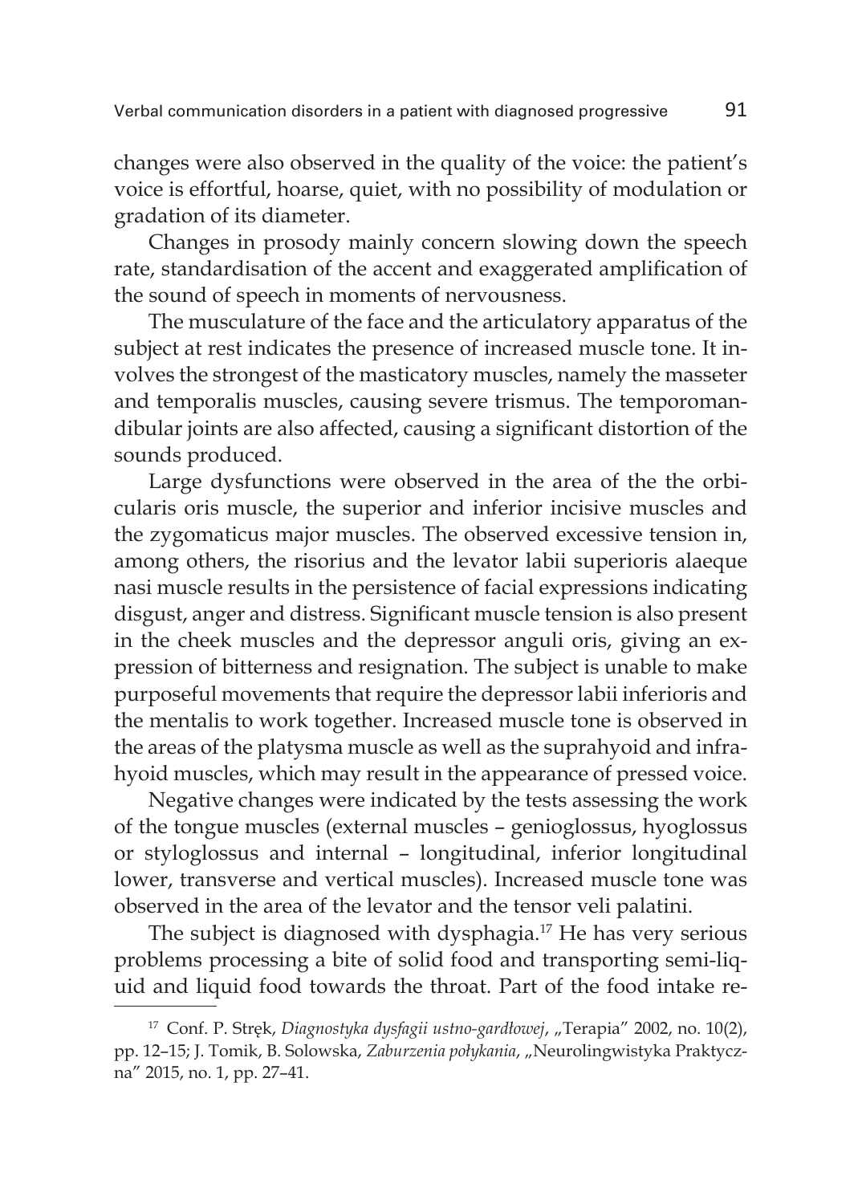changes were also observed in the quality of the voice: the patient's voice is effortful, hoarse, quiet, with no possibility of modulation or gradation of its diameter.

Changes in prosody mainly concern slowing down the speech rate, standardisation of the accent and exaggerated amplification of the sound of speech in moments of nervousness.

The musculature of the face and the articulatory apparatus of the subject at rest indicates the presence of increased muscle tone. It involves the strongest of the masticatory muscles, namely the masseter and temporalis muscles, causing severe trismus. The temporomandibular joints are also affected, causing a significant distortion of the sounds produced.

Large dysfunctions were observed in the area of the the orbicularis oris muscle, the superior and inferior incisive muscles and the zygomaticus major muscles. The observed excessive tension in, among others, the risorius and the levator labii superioris alaeque nasi muscle results in the persistence of facial expressions indicating disgust, anger and distress. Significant muscle tension is also present in the cheek muscles and the depressor anguli oris, giving an expression of bitterness and resignation. The subject is unable to make purposeful movements that require the depressor labii inferioris and the mentalis to work together. Increased muscle tone is observed in the areas of the platysma muscle as well as the suprahyoid and infrahyoid muscles, which may result in the appearance of pressed voice.

Negative changes were indicated by the tests assessing the work of the tongue muscles (external muscles – genioglossus, hyoglossus or styloglossus and internal – longitudinal, inferior longitudinal lower, transverse and vertical muscles). Increased muscle tone was observed in the area of the levator and the tensor veli palatini.

The subject is diagnosed with dysphagia.[17] He has very serious problems processing a bite of solid food and transporting semi-liquid and liquid food towards the throat. Part of the food intake re-

---

[17] Conf. P. Stręk, *Diagnostyka dysfagii ustno-gardłowej*, „Terapia" 2002, no. 10(2), pp. 12–15; J. Tomik, B. Solowska, *Zaburzenia połykania*, „Neurolingwistyka Praktyczna" 2015, no. 1, pp. 27–41.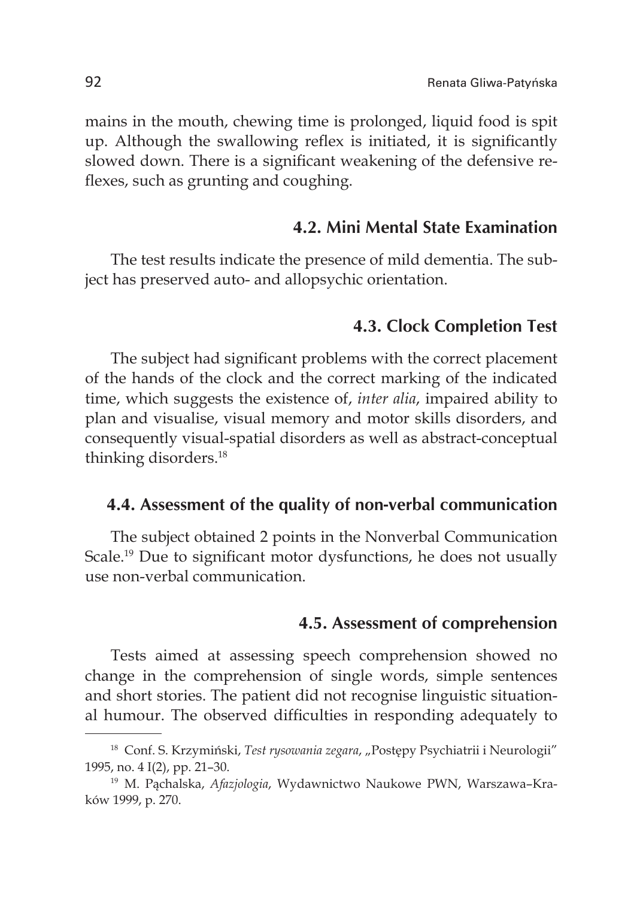mains in the mouth, chewing time is prolonged, liquid food is spit up. Although the swallowing reflex is initiated, it is significantly slowed down. There is a significant weakening of the defensive reflexes, such as grunting and coughing.

### 4.2. Mini Mental State Examination

The test results indicate the presence of mild dementia. The subject has preserved auto- and allopsychic orientation.

### 4.3. Clock Completion Test

The subject had significant problems with the correct placement of the hands of the clock and the correct marking of the indicated time, which suggests the existence of, *inter alia*, impaired ability to plan and visualise, visual memory and motor skills disorders, and consequently visual-spatial disorders as well as abstract-conceptual thinking disorders.[18]

### 4.4. Assessment of the quality of non-verbal communication

The subject obtained 2 points in the Nonverbal Communication Scale.[19] Due to significant motor dysfunctions, he does not usually use non-verbal communication.

### 4.5. Assessment of comprehension

Tests aimed at assessing speech comprehension showed no change in the comprehension of single words, simple sentences and short stories. The patient did not recognise linguistic situational humour. The observed difficulties in responding adequately to

---

[18] Conf. S. Krzymiński, *Test rysowania zegara*, „Postępy Psychiatrii i Neurologii" 1995, no. 4 I(2), pp. 21–30.

[19] M. Pąchalska, *Afazjologia*, Wydawnictwo Naukowe PWN, Warszawa–Kraków 1999, p. 270.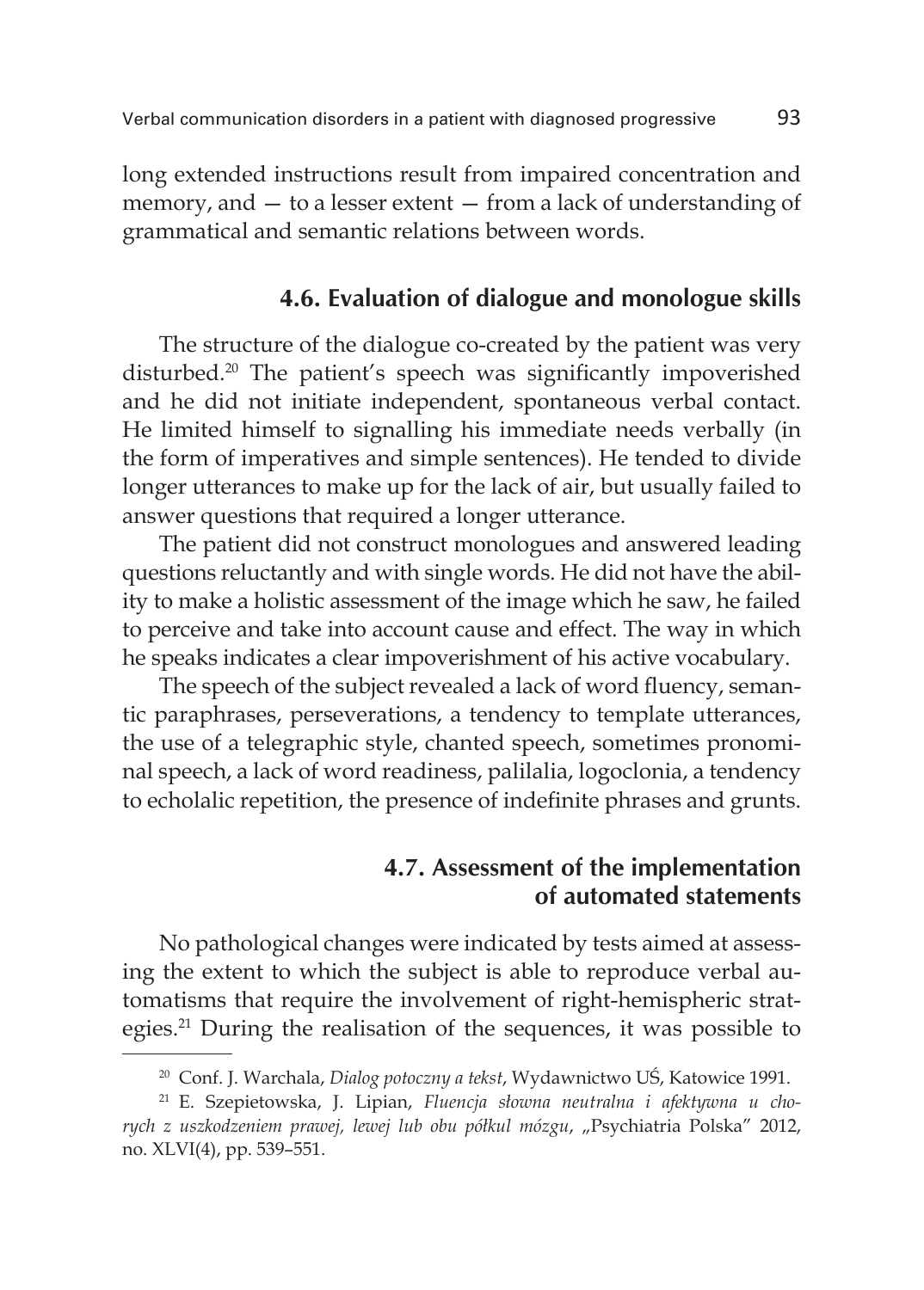long extended instructions result from impaired concentration and memory, and — to a lesser extent — from a lack of understanding of grammatical and semantic relations between words.

### 4.6. Evaluation of dialogue and monologue skills

The structure of the dialogue co-created by the patient was very disturbed.[20] The patient's speech was significantly impoverished and he did not initiate independent, spontaneous verbal contact. He limited himself to signalling his immediate needs verbally (in the form of imperatives and simple sentences). He tended to divide longer utterances to make up for the lack of air, but usually failed to answer questions that required a longer utterance.

The patient did not construct monologues and answered leading questions reluctantly and with single words. He did not have the ability to make a holistic assessment of the image which he saw, he failed to perceive and take into account cause and effect. The way in which he speaks indicates a clear impoverishment of his active vocabulary.

The speech of the subject revealed a lack of word fluency, semantic paraphrases, perseverations, a tendency to template utterances, the use of a telegraphic style, chanted speech, sometimes pronominal speech, a lack of word readiness, palilalia, logoclonia, a tendency to echolalic repetition, the presence of indefinite phrases and grunts.

### 4.7. Assessment of the implementation of automated statements

No pathological changes were indicated by tests aimed at assessing the extent to which the subject is able to reproduce verbal automatisms that require the involvement of right-hemispheric strategies.[21] During the realisation of the sequences, it was possible to

---

[20] Conf. J. Warchala, *Dialog potoczny a tekst*, Wydawnictwo UŚ, Katowice 1991.

[21] E. Szepietowska, J. Lipian, *Fluencja słowna neutralna i afektywna u chorych z uszkodzeniem prawej, lewej lub obu półkul mózgu*, „Psychiatria Polska" 2012, no. XLVI(4), pp. 539–551.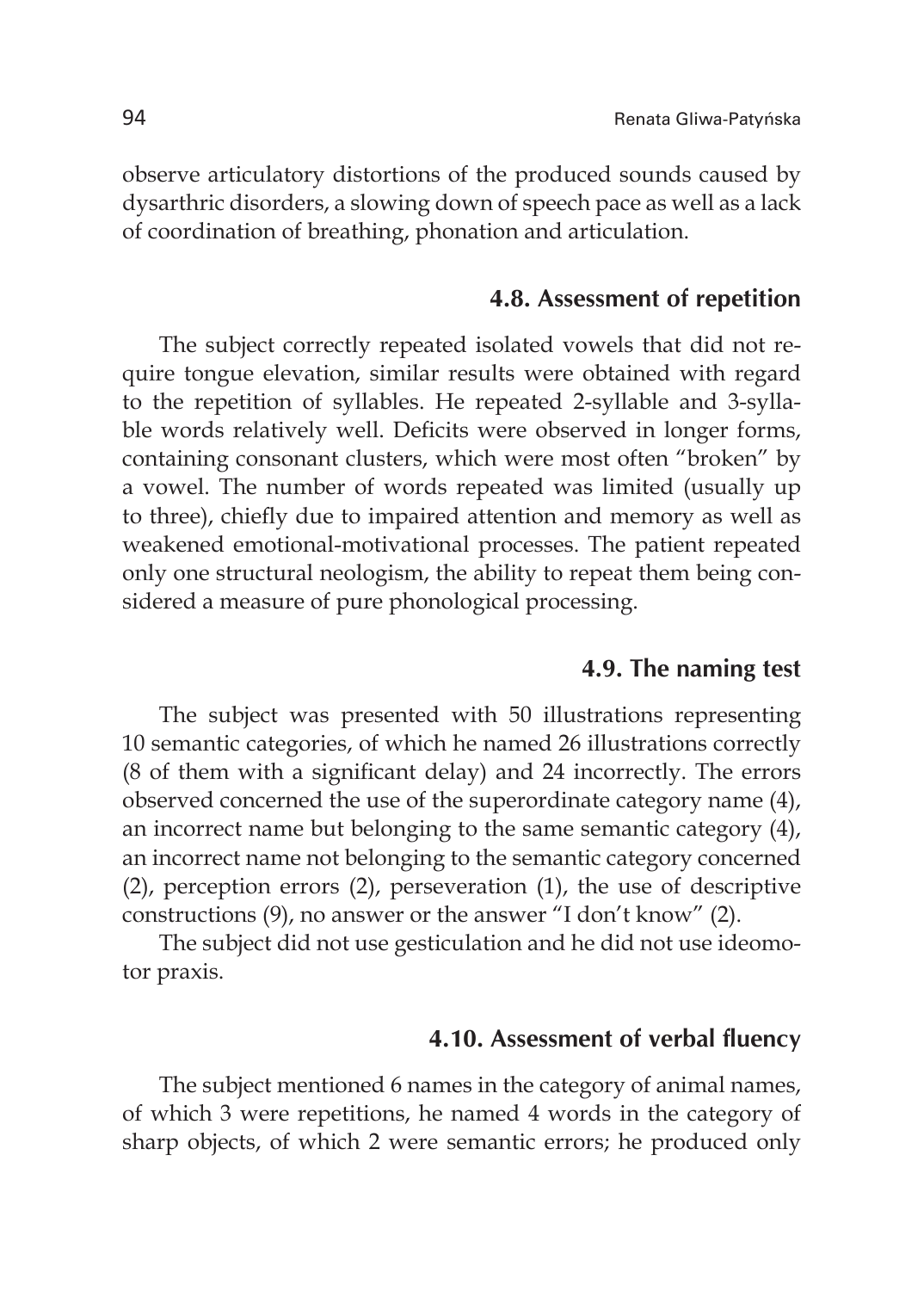observe articulatory distortions of the produced sounds caused by dysarthric disorders, a slowing down of speech pace as well as a lack of coordination of breathing, phonation and articulation.

### 4.8. Assessment of repetition

The subject correctly repeated isolated vowels that did not require tongue elevation, similar results were obtained with regard to the repetition of syllables. He repeated 2-syllable and 3-syllable words relatively well. Deficits were observed in longer forms, containing consonant clusters, which were most often "broken" by a vowel. The number of words repeated was limited (usually up to three), chiefly due to impaired attention and memory as well as weakened emotional-motivational processes. The patient repeated only one structural neologism, the ability to repeat them being considered a measure of pure phonological processing.

### 4.9. The naming test

The subject was presented with 50 illustrations representing 10 semantic categories, of which he named 26 illustrations correctly (8 of them with a significant delay) and 24 incorrectly. The errors observed concerned the use of the superordinate category name (4), an incorrect name but belonging to the same semantic category (4), an incorrect name not belonging to the semantic category concerned (2), perception errors (2), perseveration (1), the use of descriptive constructions (9), no answer or the answer "I don't know" (2).

The subject did not use gesticulation and he did not use ideomotor praxis.

### 4.10. Assessment of verbal fluency

The subject mentioned 6 names in the category of animal names, of which 3 were repetitions, he named 4 words in the category of sharp objects, of which 2 were semantic errors; he produced only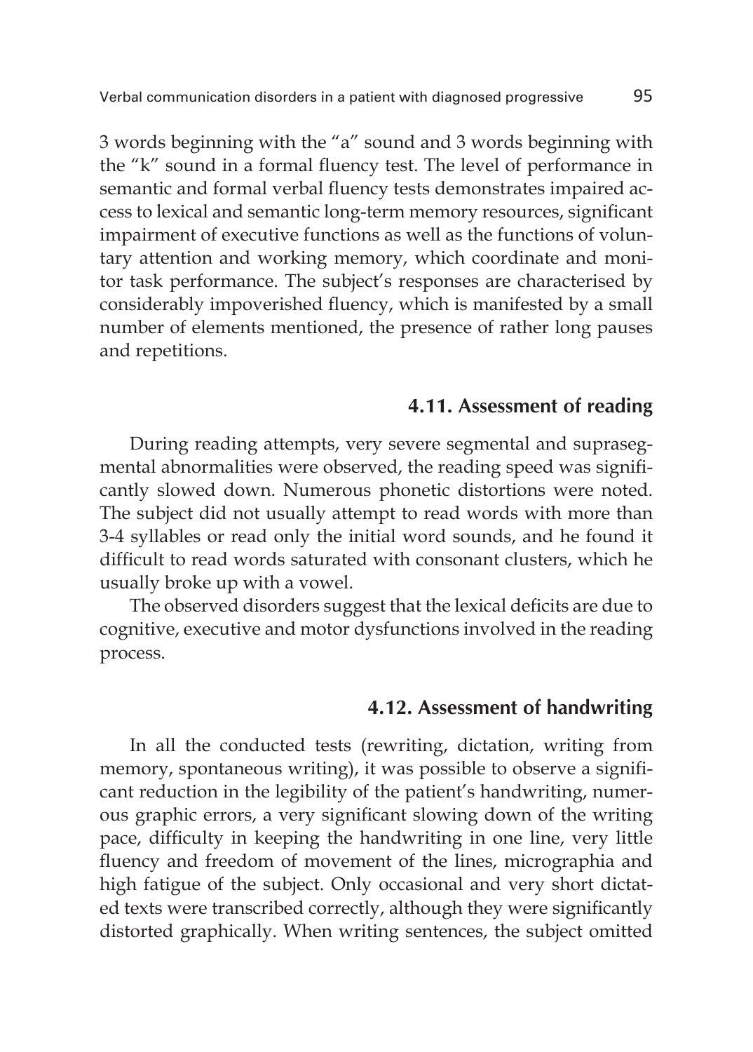3 words beginning with the "a" sound and 3 words beginning with the "k" sound in a formal fluency test. The level of performance in semantic and formal verbal fluency tests demonstrates impaired access to lexical and semantic long-term memory resources, significant impairment of executive functions as well as the functions of voluntary attention and working memory, which coordinate and monitor task performance. The subject's responses are characterised by considerably impoverished fluency, which is manifested by a small number of elements mentioned, the presence of rather long pauses and repetitions.

### 4.11. Assessment of reading

During reading attempts, very severe segmental and suprasegmental abnormalities were observed, the reading speed was significantly slowed down. Numerous phonetic distortions were noted. The subject did not usually attempt to read words with more than 3-4 syllables or read only the initial word sounds, and he found it difficult to read words saturated with consonant clusters, which he usually broke up with a vowel.

The observed disorders suggest that the lexical deficits are due to cognitive, executive and motor dysfunctions involved in the reading process.

### 4.12. Assessment of handwriting

In all the conducted tests (rewriting, dictation, writing from memory, spontaneous writing), it was possible to observe a significant reduction in the legibility of the patient's handwriting, numerous graphic errors, a very significant slowing down of the writing pace, difficulty in keeping the handwriting in one line, very little fluency and freedom of movement of the lines, micrographia and high fatigue of the subject. Only occasional and very short dictated texts were transcribed correctly, although they were significantly distorted graphically. When writing sentences, the subject omitted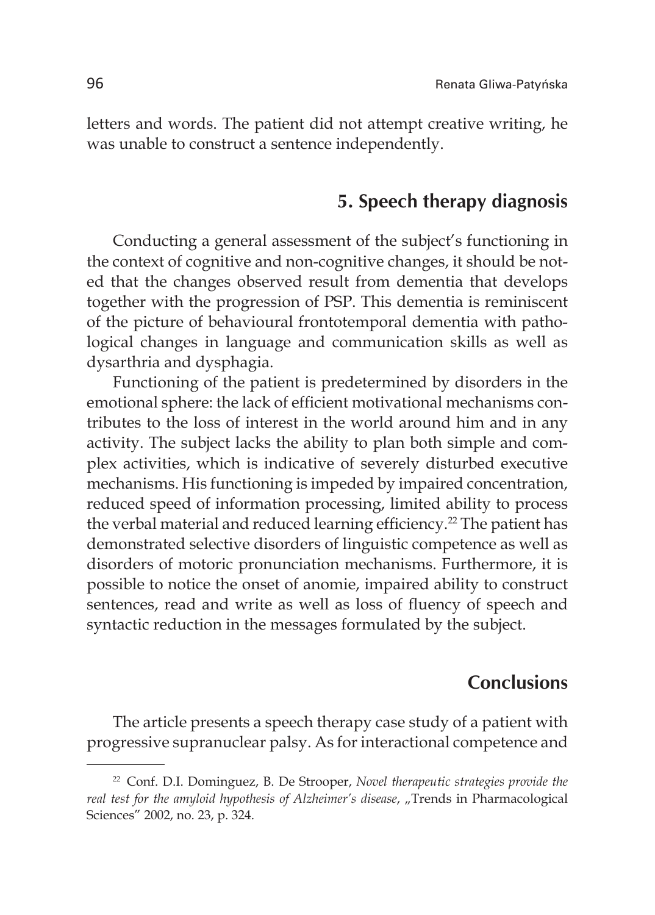letters and words. The patient did not attempt creative writing, he was unable to construct a sentence independently.

## 5. Speech therapy diagnosis

Conducting a general assessment of the subject's functioning in the context of cognitive and non-cognitive changes, it should be noted that the changes observed result from dementia that develops together with the progression of PSP. This dementia is reminiscent of the picture of behavioural frontotemporal dementia with pathological changes in language and communication skills as well as dysarthria and dysphagia.

Functioning of the patient is predetermined by disorders in the emotional sphere: the lack of efficient motivational mechanisms contributes to the loss of interest in the world around him and in any activity. The subject lacks the ability to plan both simple and complex activities, which is indicative of severely disturbed executive mechanisms. His functioning is impeded by impaired concentration, reduced speed of information processing, limited ability to process the verbal material and reduced learning efficiency.[22] The patient has demonstrated selective disorders of linguistic competence as well as disorders of motoric pronunciation mechanisms. Furthermore, it is possible to notice the onset of anomie, impaired ability to construct sentences, read and write as well as loss of fluency of speech and syntactic reduction in the messages formulated by the subject.

## Conclusions

The article presents a speech therapy case study of a patient with progressive supranuclear palsy. As for interactional competence and

---

[22] Conf. D.I. Dominguez, B. De Strooper, *Novel therapeutic strategies provide the real test for the amyloid hypothesis of Alzheimer's disease*, „Trends in Pharmacological Sciences" 2002, no. 23, p. 324.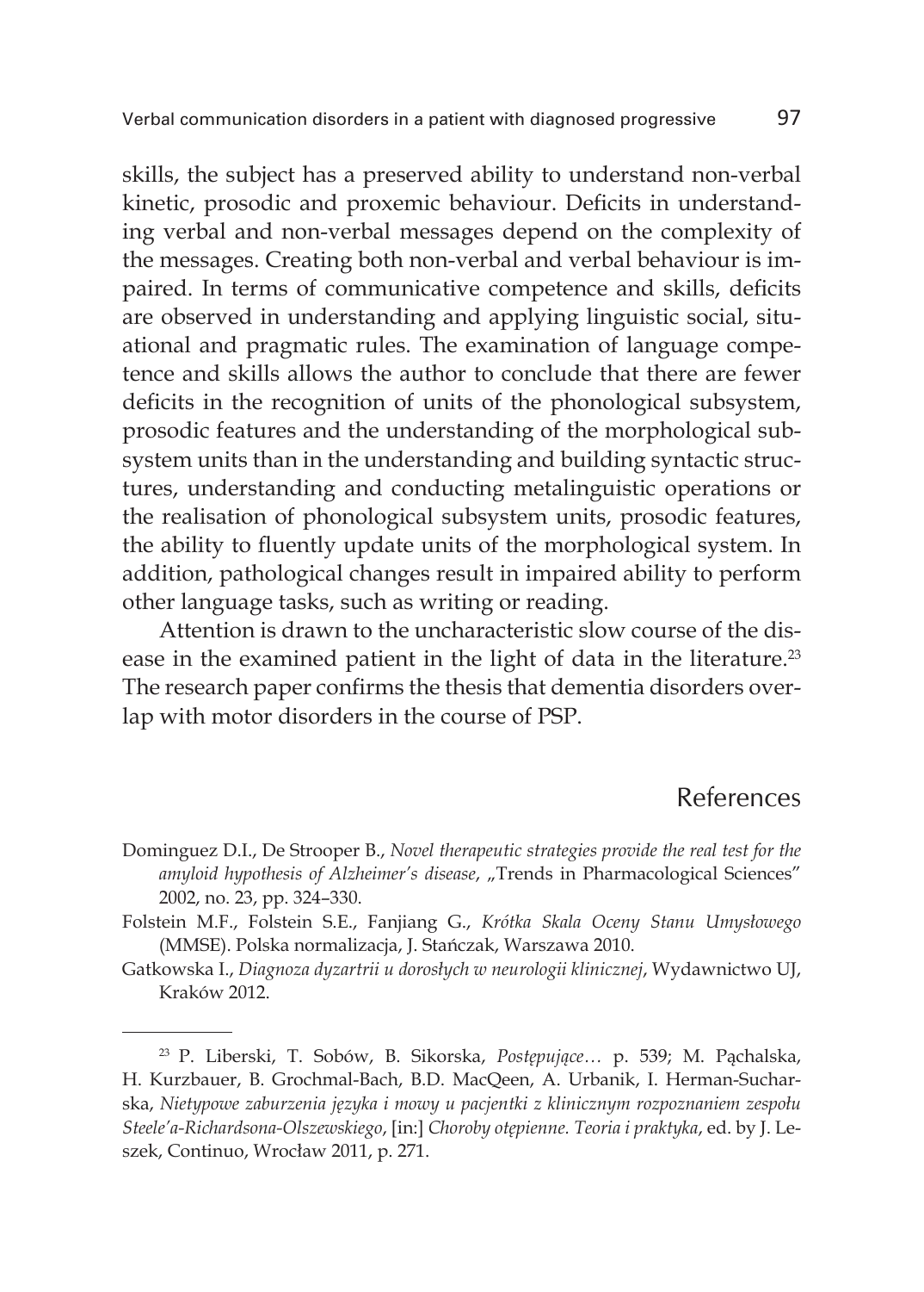skills, the subject has a preserved ability to understand non-verbal kinetic, prosodic and proxemic behaviour. Deficits in understanding verbal and non-verbal messages depend on the complexity of the messages. Creating both non-verbal and verbal behaviour is impaired. In terms of communicative competence and skills, deficits are observed in understanding and applying linguistic social, situational and pragmatic rules. The examination of language competence and skills allows the author to conclude that there are fewer deficits in the recognition of units of the phonological subsystem, prosodic features and the understanding of the morphological subsystem units than in the understanding and building syntactic structures, understanding and conducting metalinguistic operations or the realisation of phonological subsystem units, prosodic features, the ability to fluently update units of the morphological system. In addition, pathological changes result in impaired ability to perform other language tasks, such as writing or reading.

Attention is drawn to the uncharacteristic slow course of the disease in the examined patient in the light of data in the literature.[23] The research paper confirms the thesis that dementia disorders overlap with motor disorders in the course of PSP.

## References

Dominguez D.I., De Strooper B., *Novel therapeutic strategies provide the real test for the amyloid hypothesis of Alzheimer's disease*, „Trends in Pharmacological Sciences" 2002, no. 23, pp. 324–330.

Folstein M.F., Folstein S.E., Fanjiang G., *Krótka Skala Oceny Stanu Umysłowego* (MMSE). Polska normalizacja, J. Stańczak, Warszawa 2010.

Gatkowska I., *Diagnoza dyzartrii u dorosłych w neurologii klinicznej*, Wydawnictwo UJ, Kraków 2012.

---

[23] P. Liberski, T. Sobów, B. Sikorska, *Postępujące…* p. 539; M. Pąchalska, H. Kurzbauer, B. Grochmal-Bach, B.D. MacQeen, A. Urbanik, I. Herman-Sucharska, *Nietypowe zaburzenia języka i mowy u pacjentki z klinicznym rozpoznaniem zespołu Steele'a-Richardsona-Olszewskiego*, [in:] *Choroby otępienne. Teoria i praktyka*, ed. by J. Leszek, Continuo, Wrocław 2011, p. 271.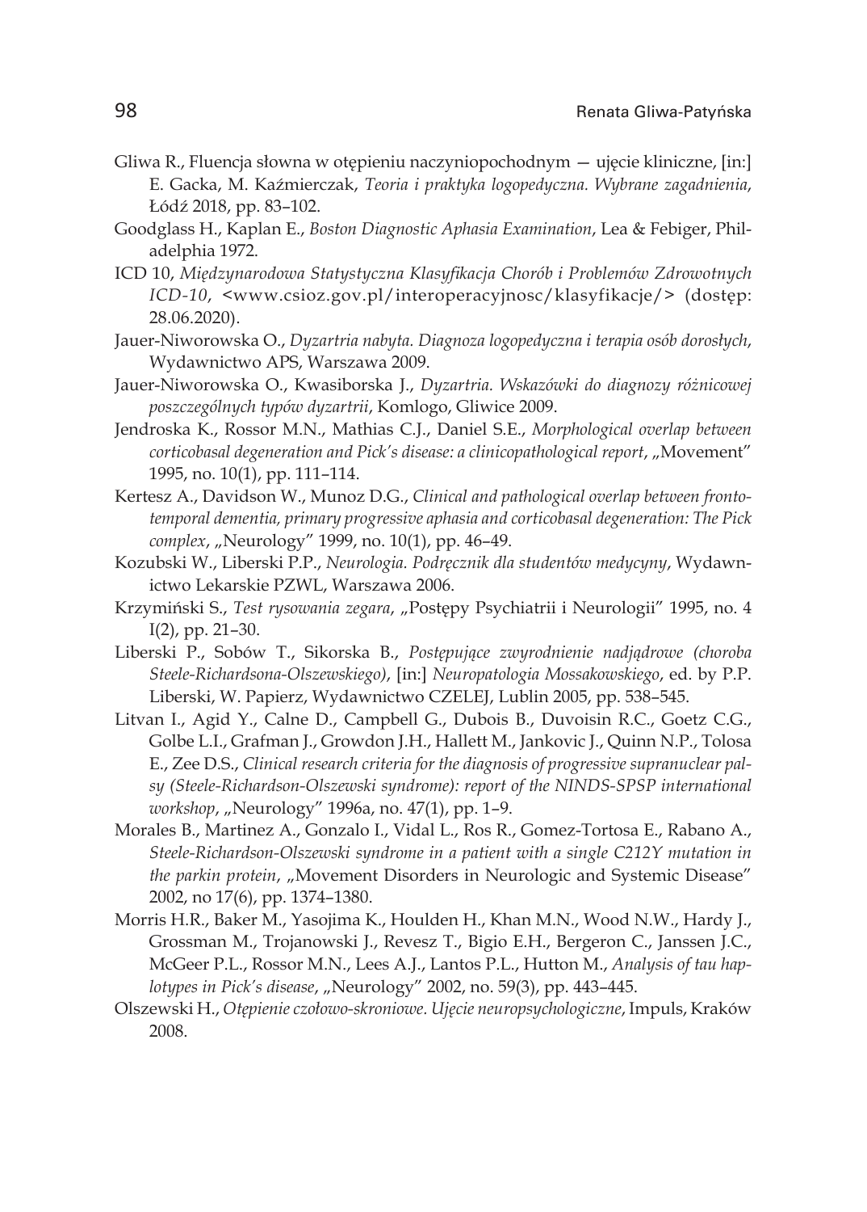Gliwa R., Fluencja słowna w otępieniu naczyniopochodnym — ujęcie kliniczne, [in:] E. Gacka, M. Kaźmierczak, *Teoria i praktyka logopedyczna. Wybrane zagadnienia*, Łódź 2018, pp. 83–102.

Goodglass H., Kaplan E., *Boston Diagnostic Aphasia Examination*, Lea & Febiger, Philadelphia 1972.

ICD 10, *Międzynarodowa Statystyczna Klasyfikacja Chorób i Problemów Zdrowotnych ICD-10*, <www.csioz.gov.pl/interoperacyjnosc/klasyfikacje/> (dostęp: 28.06.2020).

Jauer-Niworowska O., *Dyzartria nabyta. Diagnoza logopedyczna i terapia osób dorosłych*, Wydawnictwo APS, Warszawa 2009.

Jauer-Niworowska O., Kwasiborska J., *Dyzartria. Wskazówki do diagnozy różnicowej poszczególnych typów dyzartrii*, Komlogo, Gliwice 2009.

Jendroska K., Rossor M.N., Mathias C.J., Daniel S.E., *Morphological overlap between corticobasal degeneration and Pick's disease: a clinicopathological report*, „Movement" 1995, no. 10(1), pp. 111–114.

Kertesz A., Davidson W., Munoz D.G., *Clinical and pathological overlap between frontotemporal dementia, primary progressive aphasia and corticobasal degeneration: The Pick complex*, „Neurology" 1999, no. 10(1), pp. 46–49.

Kozubski W., Liberski P.P., *Neurologia. Podręcznik dla studentów medycyny*, Wydawnictwo Lekarskie PZWL, Warszawa 2006.

Krzymiński S., *Test rysowania zegara*, „Postępy Psychiatrii i Neurologii" 1995, no. 4 I(2), pp. 21–30.

Liberski P., Sobów T., Sikorska B., *Postępujące zwyrodnienie nadjądrowe (choroba Steele-Richardsona-Olszewskiego)*, [in:] *Neuropatologia Mossakowskiego*, ed. by P.P. Liberski, W. Papierz, Wydawnictwo CZELEJ, Lublin 2005, pp. 538–545.

Litvan I., Agid Y., Calne D., Campbell G., Dubois B., Duvoisin R.C., Goetz C.G., Golbe L.I., Grafman J., Growdon J.H., Hallett M., Jankovic J., Quinn N.P., Tolosa E., Zee D.S., *Clinical research criteria for the diagnosis of progressive supranuclear palsy (Steele-Richardson-Olszewski syndrome): report of the NINDS-SPSP international workshop*, „Neurology" 1996a, no. 47(1), pp. 1–9.

Morales B., Martinez A., Gonzalo I., Vidal L., Ros R., Gomez-Tortosa E., Rabano A., *Steele-Richardson-Olszewski syndrome in a patient with a single C212Y mutation in the parkin protein*, „Movement Disorders in Neurologic and Systemic Disease" 2002, no 17(6), pp. 1374–1380.

Morris H.R., Baker M., Yasojima K., Houlden H., Khan M.N., Wood N.W., Hardy J., Grossman M., Trojanowski J., Revesz T., Bigio E.H., Bergeron C., Janssen J.C., McGeer P.L., Rossor M.N., Lees A.J., Lantos P.L., Hutton M., *Analysis of tau haplotypes in Pick's disease*, „Neurology" 2002, no. 59(3), pp. 443–445.

Olszewski H., *Otępienie czołowo-skroniowe. Ujęcie neuropsychologiczne*, Impuls, Kraków 2008.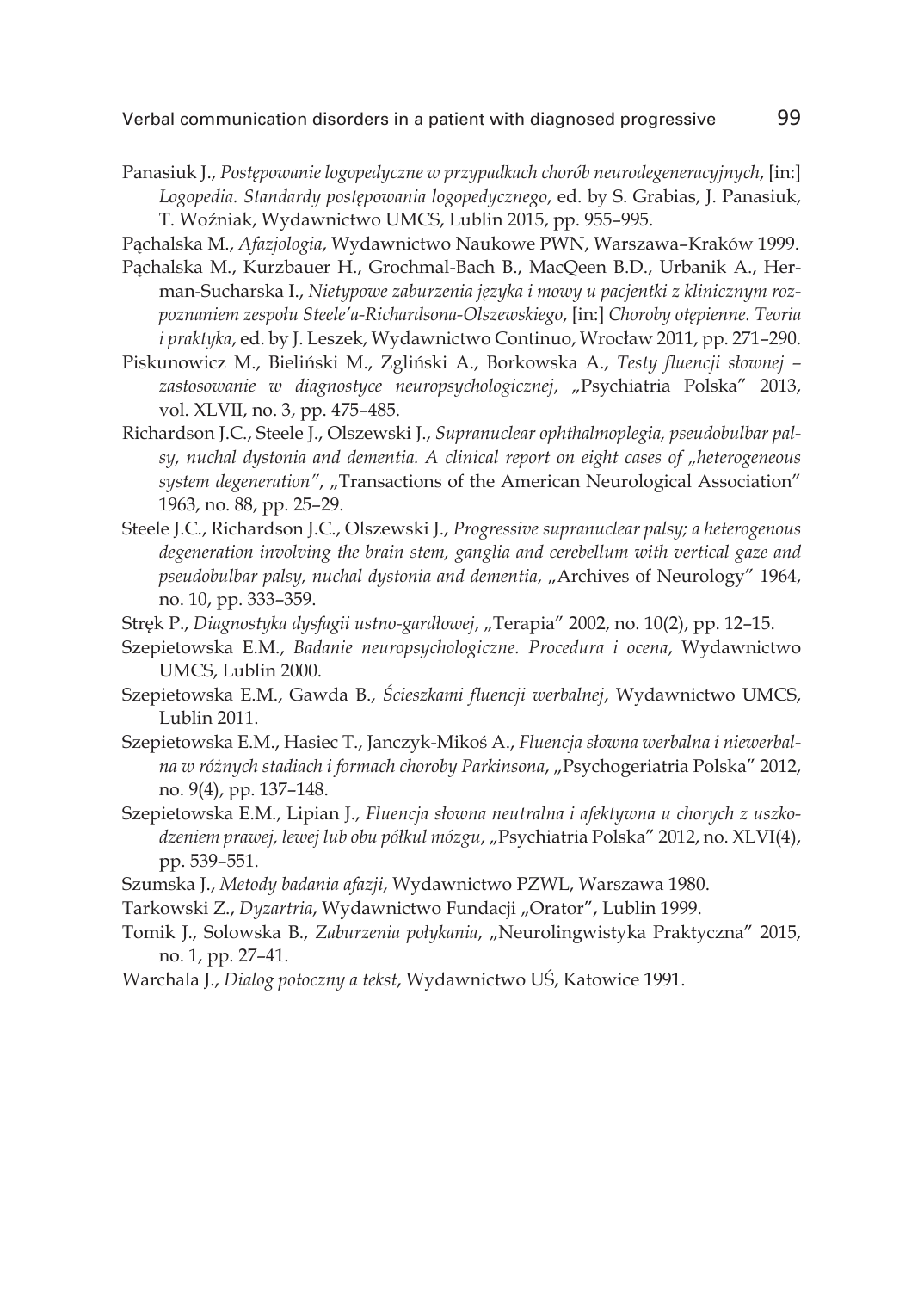Panasiuk J., *Postępowanie logopedyczne w przypadkach chorób neurodegeneracyjnych*, [in:] *Logopedia. Standardy postępowania logopedycznego*, ed. by S. Grabias, J. Panasiuk, T. Woźniak, Wydawnictwo UMCS, Lublin 2015, pp. 955–995.

Pąchalska M., *Afazjologia*, Wydawnictwo Naukowe PWN, Warszawa–Kraków 1999.

Pąchalska M., Kurzbauer H., Grochmal-Bach B., MacQeen B.D., Urbanik A., Herman-Sucharska I., *Nietypowe zaburzenia języka i mowy u pacjentki z klinicznym rozpoznaniem zespołu Steele'a-Richardsona-Olszewskiego*, [in:] *Choroby otępienne. Teoria i praktyka*, ed. by J. Leszek, Wydawnictwo Continuo, Wrocław 2011, pp. 271–290.

Piskunowicz M., Bieliński M., Zgliński A., Borkowska A., *Testy fluencji słownej – zastosowanie w diagnostyce neuropsychologicznej*, „Psychiatria Polska" 2013, vol. XLVII, no. 3, pp. 475–485.

Richardson J.C., Steele J., Olszewski J., *Supranuclear ophthalmoplegia, pseudobulbar palsy, nuchal dystonia and dementia. A clinical report on eight cases of „heterogeneous system degeneration"*, „Transactions of the American Neurological Association" 1963, no. 88, pp. 25–29.

Steele J.C., Richardson J.C., Olszewski J., *Progressive supranuclear palsy; a heterogenous degeneration involving the brain stem, ganglia and cerebellum with vertical gaze and pseudobulbar palsy, nuchal dystonia and dementia*, „Archives of Neurology" 1964, no. 10, pp. 333–359.

Stręk P., *Diagnostyka dysfagii ustno-gardłowej*, „Terapia" 2002, no. 10(2), pp. 12–15.

Szepietowska E.M., *Badanie neuropsychologiczne. Procedura i ocena*, Wydawnictwo UMCS, Lublin 2000.

Szepietowska E.M., Gawda B., *Ścieszkami fluencji werbalnej*, Wydawnictwo UMCS, Lublin 2011.

Szepietowska E.M., Hasiec T., Janczyk-Mikoś A., *Fluencja słowna werbalna i niewerbalna w różnych stadiach i formach choroby Parkinsona*, „Psychogeriatria Polska" 2012, no. 9(4), pp. 137–148.

Szepietowska E.M., Lipian J., *Fluencja słowna neutralna i afektywna u chorych z uszkodzeniem prawej, lewej lub obu półkul mózgu*, „Psychiatria Polska" 2012, no. XLVI(4), pp. 539–551.

Szumska J., *Metody badania afazji*, Wydawnictwo PZWL, Warszawa 1980.

Tarkowski Z., *Dyzartria*, Wydawnictwo Fundacji „Orator", Lublin 1999.

Tomik J., Solowska B., *Zaburzenia połykania*, „Neurolingwistyka Praktyczna" 2015, no. 1, pp. 27–41.

Warchala J., *Dialog potoczny a tekst*, Wydawnictwo UŚ, Katowice 1991.